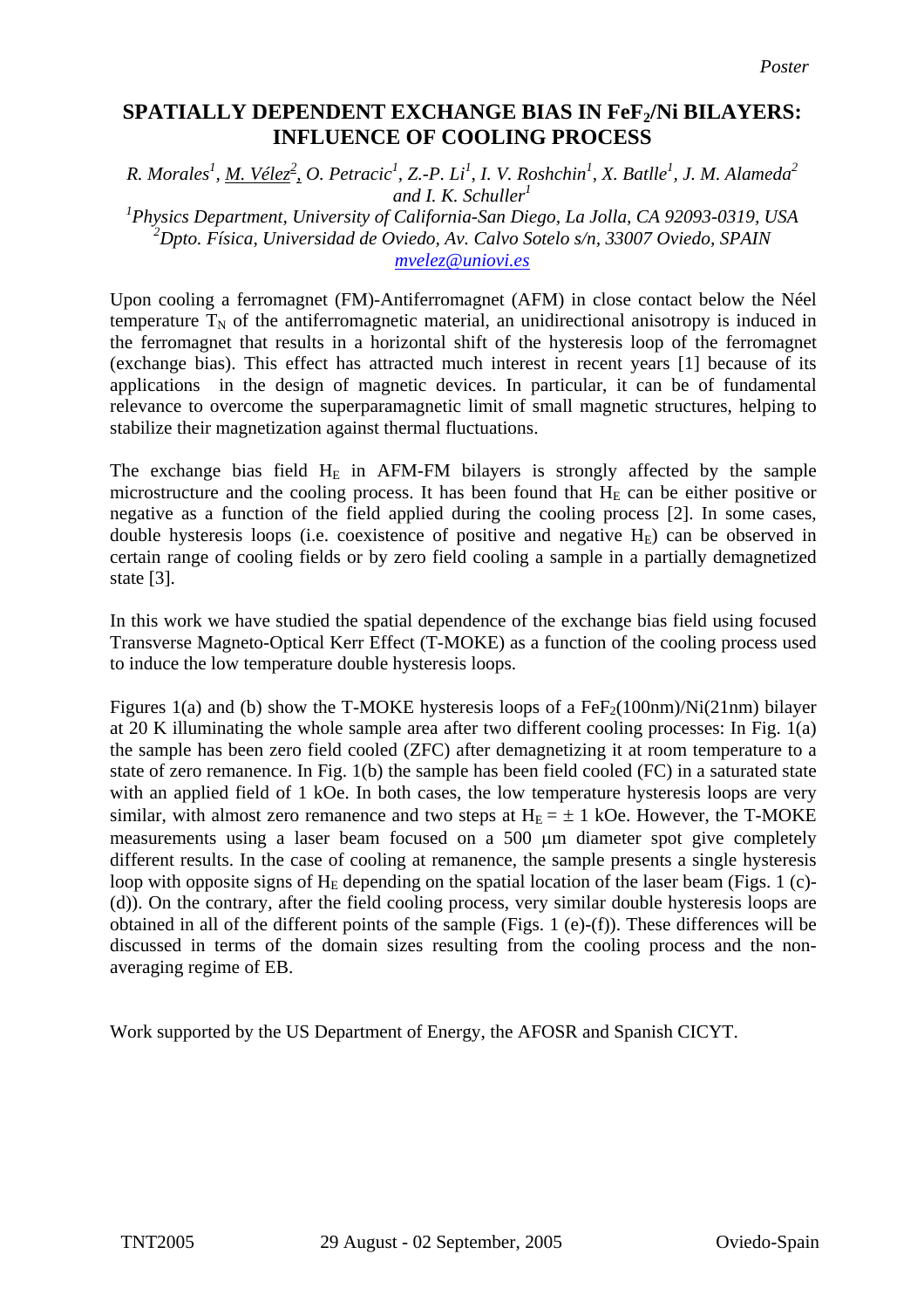*Poster*

# SPATIALLY DEPENDENT EXCHANGE BIAS IN $FeF_2$/Ni BILAYERS: INFLUENCE OF COOLING PROCESS

*R. Morales[1], M. Vélez[2], O. Petracic[1], Z.-P. Li[1], I. V. Roshchin[1], X. Batlle[1], J. M. Alameda[2] and I. K. Schuller[1]*

*[1]Physics Department, University of California-San Diego, La Jolla, CA 92093-0319, USA*
*[2]Dpto. Física, Universidad de Oviedo, Av. Calvo Sotelo s/n, 33007 Oviedo, SPAIN*
*mvelez@uniovi.es*

Upon cooling a ferromagnet (FM)-Antiferromagnet (AFM) in close contact below the Néel temperature $T_N$ of the antiferromagnetic material, an unidirectional anisotropy is induced in the ferromagnet that results in a horizontal shift of the hysteresis loop of the ferromagnet (exchange bias). This effect has attracted much interest in recent years [1] because of its applications in the design of magnetic devices. In particular, it can be of fundamental relevance to overcome the superparamagnetic limit of small magnetic structures, helping to stabilize their magnetization against thermal fluctuations.

The exchange bias field $H_E$ in AFM-FM bilayers is strongly affected by the sample microstructure and the cooling process. It has been found that $H_E$ can be either positive or negative as a function of the field applied during the cooling process [2]. In some cases, double hysteresis loops (i.e. coexistence of positive and negative $H_E$) can be observed in certain range of cooling fields or by zero field cooling a sample in a partially demagnetized state [3].

In this work we have studied the spatial dependence of the exchange bias field using focused Transverse Magneto-Optical Kerr Effect (T-MOKE) as a function of the cooling process used to induce the low temperature double hysteresis loops.

Figures 1(a) and (b) show the T-MOKE hysteresis loops of a $FeF_2$(100nm)/Ni(21nm) bilayer at 20 K illuminating the whole sample area after two different cooling processes: In Fig. 1(a) the sample has been zero field cooled (ZFC) after demagnetizing it at room temperature to a state of zero remanence. In Fig. 1(b) the sample has been field cooled (FC) in a saturated state with an applied field of 1 kOe. In both cases, the low temperature hysteresis loops are very similar, with almost zero remanence and two steps at $H_E = \pm 1$ kOe. However, the T-MOKE measurements using a laser beam focused on a 500 μm diameter spot give completely different results. In the case of cooling at remanence, the sample presents a single hysteresis loop with opposite signs of $H_E$ depending on the spatial location of the laser beam (Figs. 1 (c)-(d)). On the contrary, after the field cooling process, very similar double hysteresis loops are obtained in all of the different points of the sample (Figs. 1 (e)-(f)). These differences will be discussed in terms of the domain sizes resulting from the cooling process and the non-averaging regime of EB.

Work supported by the US Department of Energy, the AFOSR and Spanish CICYT.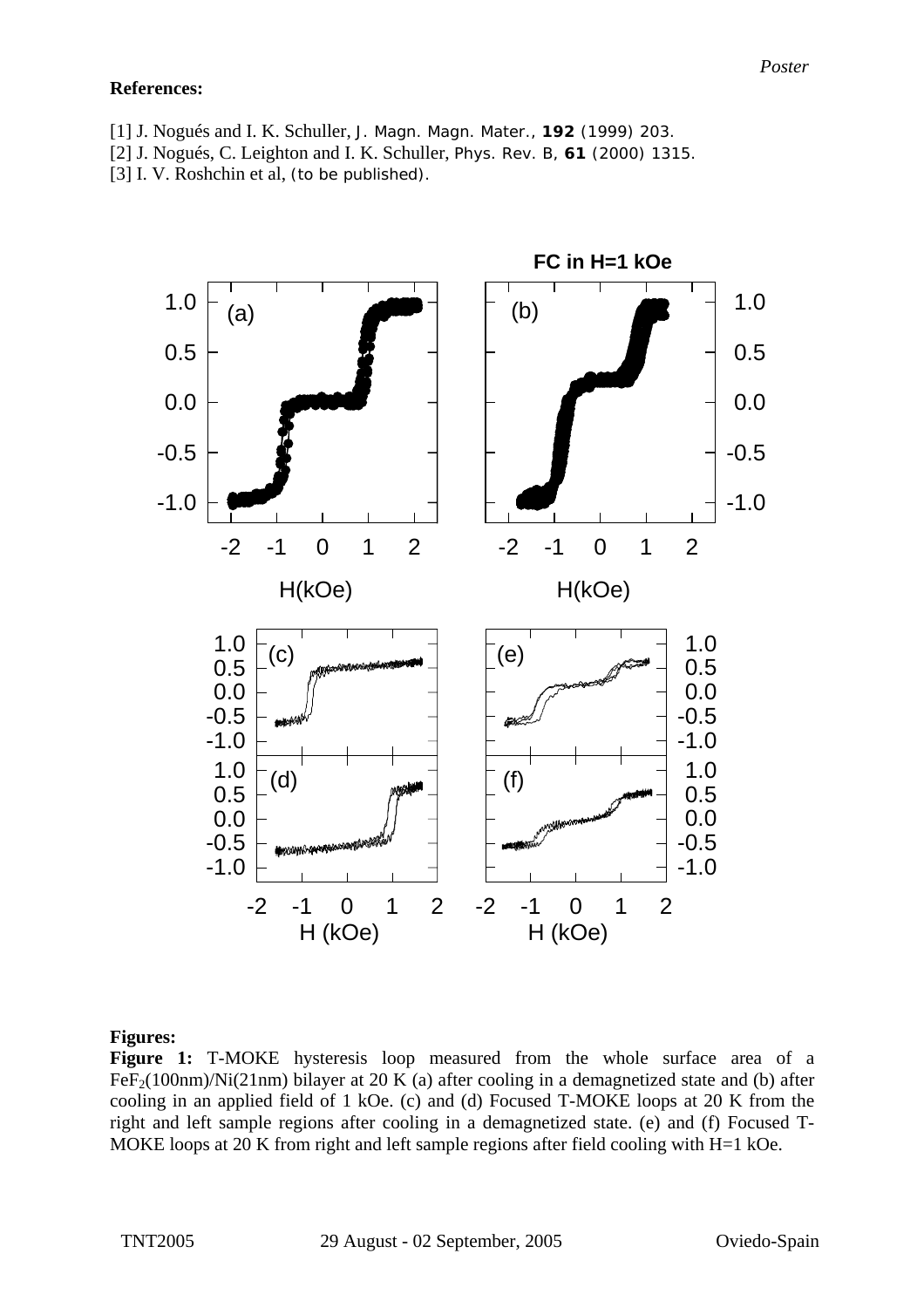**References:**

[1] J. Nogués and I. K. Schuller, J. Magn. Magn. Mater., **192** (1999) 203.
[2] J. Nogués, C. Leighton and I. K. Schuller, Phys. Rev. B, **61** (2000) 1315.
[3] I. V. Roshchin et al, (to be published).

FC in H=1 kOe

(a)
(b)

1.0
0.5
0.0
-0.5
-1.0

-2 -1 0 1 2

H(kOe)

(c)
(d)
(e)
(f)

H (kOe)

**Figures:**

**Figure 1:** T-MOKE hysteresis loop measured from the whole surface area of a $FeF_2$(100nm)/Ni(21nm) bilayer at 20 K (a) after cooling in a demagnetized state and (b) after cooling in an applied field of 1 kOe. (c) and (d) Focused T-MOKE loops at 20 K from the right and left sample regions after cooling in a demagnetized state. (e) and (f) Focused T-MOKE loops at 20 K from right and left sample regions after field cooling with H=1 kOe.